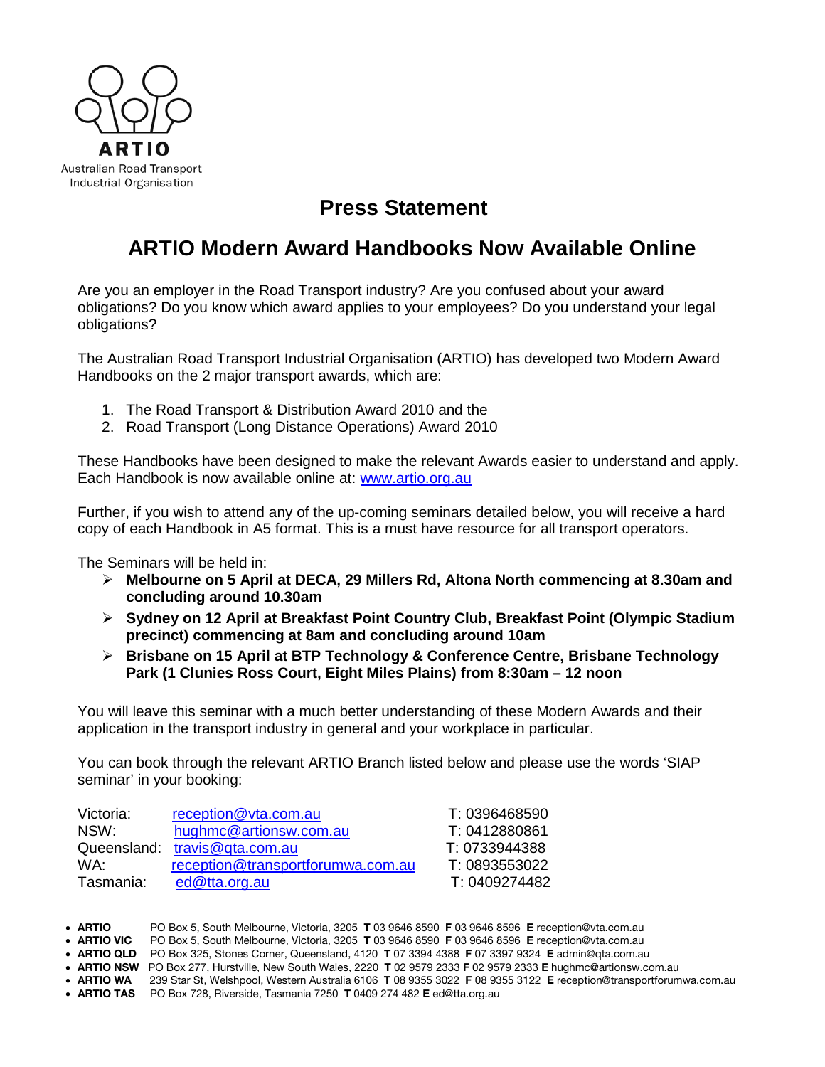ARTIO

Australian Road Transport Industrial Organisation

## Press Statement

# ARTIO Modern Award Handbooks Now Available Online

Are you an employer in the Road Transport industry? Are you confused about your award obligations? Do you know which award applies to your employees? Do you understand your legal obligations?

The Australian Road Transport Industrial Organisation (ARTIO) has developed two Modern Award Handbooks on the 2 major transport awards, which are:

1. The Road Transport & Distribution Award 2010 and the
2. Road Transport (Long Distance Operations) Award 2010

These Handbooks have been designed to make the relevant Awards easier to understand and apply. Each Handbook is now available online at: www.artio.org.au

Further, if you wish to attend any of the up-coming seminars detailed below, you will receive a hard copy of each Handbook in A5 format. This is a must have resource for all transport operators.

The Seminars will be held in:

- **Melbourne on 5 April at DECA, 29 Millers Rd, Altona North commencing at 8.30am and concluding around 10.30am**
- **Sydney on 12 April at Breakfast Point Country Club, Breakfast Point (Olympic Stadium precinct) commencing at 8am and concluding around 10am**
- **Brisbane on 15 April at BTP Technology & Conference Centre, Brisbane Technology Park (1 Clunies Ross Court, Eight Miles Plains) from 8:30am – 12 noon**

You will leave this seminar with a much better understanding of these Modern Awards and their application in the transport industry in general and your workplace in particular.

You can book through the relevant ARTIO Branch listed below and please use the words 'SIAP seminar' in your booking:

| | | |
|---|---|---|
| Victoria: | reception@vta.com.au | T: 0396468590 |
| NSW: | hughmc@artionsw.com.au | T: 0412880861 |
| Queensland: | travis@qta.com.au | T: 0733944388 |
| WA: | reception@transportforumwa.com.au | T: 0893553022 |
| Tasmania: | ed@tta.org.au | T: 0409274482 |

- **ARTIO** PO Box 5, South Melbourne, Victoria, 3205 **T** 03 9646 8590 **F** 03 9646 8596 **E** reception@vta.com.au
- **ARTIO VIC** PO Box 5, South Melbourne, Victoria, 3205 **T** 03 9646 8590 **F** 03 9646 8596 **E** reception@vta.com.au
- **ARTIO QLD** PO Box 325, Stones Corner, Queensland, 4120 **T** 07 3394 4388 **F** 07 3397 9324 **E** admin@qta.com.au
- **ARTIO NSW** PO Box 277, Hurstville, New South Wales, 2220 **T** 02 9579 2333 **F** 02 9579 2333 **E** hughmc@artionsw.com.au
- **ARTIO WA** 239 Star St, Welshpool, Western Australia 6106 **T** 08 9355 3022 **F** 08 9355 3122 **E** reception@transportforumwa.com.au
- **ARTIO TAS** PO Box 728, Riverside, Tasmania 7250 **T** 0409 274 482 **E** ed@tta.org.au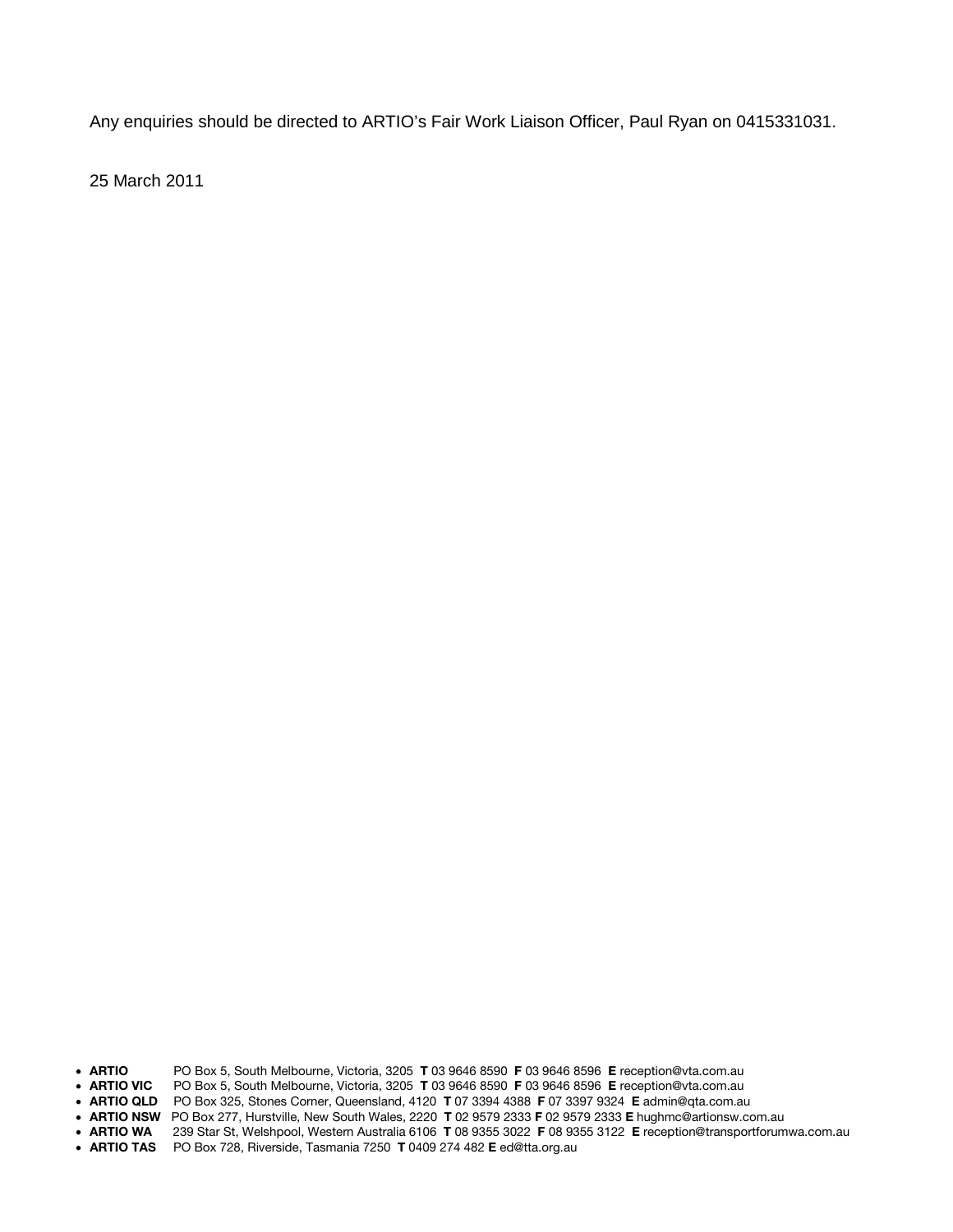Any enquiries should be directed to ARTIO's Fair Work Liaison Officer, Paul Ryan on 0415331031.

25 March 2011

- **ARTIO** PO Box 5, South Melbourne, Victoria, 3205 **T** 03 9646 8590 **F** 03 9646 8596 **E** reception@vta.com.au
- **ARTIO VIC** PO Box 5, South Melbourne, Victoria, 3205 **T** 03 9646 8590 **F** 03 9646 8596 **E** reception@vta.com.au
- **ARTIO QLD** PO Box 325, Stones Corner, Queensland, 4120 **T** 07 3394 4388 **F** 07 3397 9324 **E** admin@qta.com.au
- **ARTIO NSW** PO Box 277, Hurstville, New South Wales, 2220 **T** 02 9579 2333 **F** 02 9579 2333 **E** hughmc@artionsw.com.au
- **ARTIO WA** 239 Star St, Welshpool, Western Australia 6106 **T** 08 9355 3022 **F** 08 9355 3122 **E** reception@transportforumwa.com.au
- **ARTIO TAS** PO Box 728, Riverside, Tasmania 7250 **T** 0409 274 482 **E** ed@tta.org.au